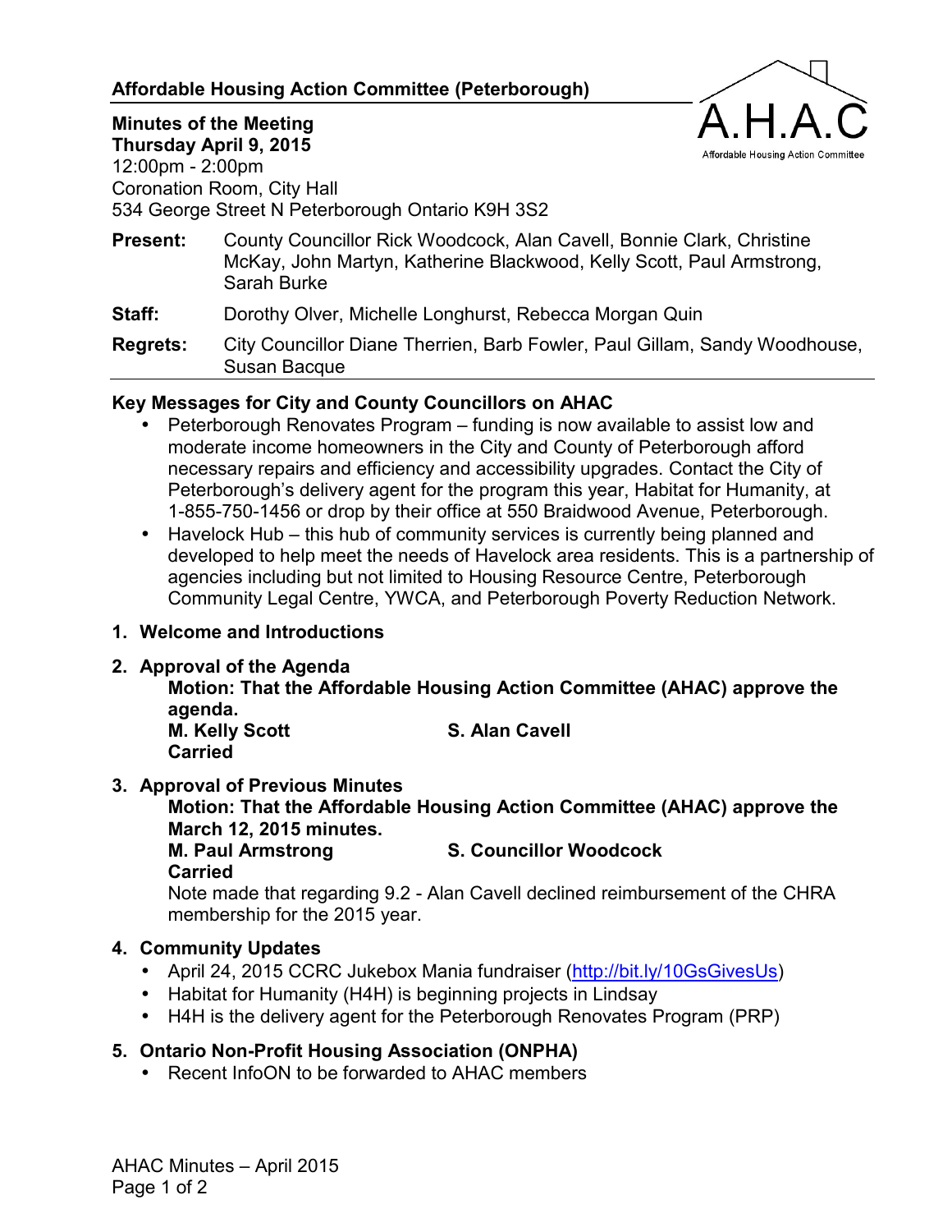## Affordable Housing Action Committee (Peterborough)

**Minutes of the Meeting**
**Thursday April 9, 2015**
12:00pm - 2:00pm
Coronation Room, City Hall
534 George Street N Peterborough Ontario K9H 3S2

**Present:** County Councillor Rick Woodcock, Alan Cavell, Bonnie Clark, Christine McKay, John Martyn, Katherine Blackwood, Kelly Scott, Paul Armstrong, Sarah Burke

**Staff:** Dorothy Olver, Michelle Longhurst, Rebecca Morgan Quin

**Regrets:** City Councillor Diane Therrien, Barb Fowler, Paul Gillam, Sandy Woodhouse, Susan Bacque

### Key Messages for City and County Councillors on AHAC

- Peterborough Renovates Program – funding is now available to assist low and moderate income homeowners in the City and County of Peterborough afford necessary repairs and efficiency and accessibility upgrades. Contact the City of Peterborough's delivery agent for the program this year, Habitat for Humanity, at 1-855-750-1456 or drop by their office at 550 Braidwood Avenue, Peterborough.
- Havelock Hub – this hub of community services is currently being planned and developed to help meet the needs of Havelock area residents. This is a partnership of agencies including but not limited to Housing Resource Centre, Peterborough Community Legal Centre, YWCA, and Peterborough Poverty Reduction Network.

### 1. Welcome and Introductions

### 2. Approval of the Agenda

**Motion: That the Affordable Housing Action Committee (AHAC) approve the agenda.**
**M. Kelly Scott** **S. Alan Cavell**
**Carried**

### 3. Approval of Previous Minutes

**Motion: That the Affordable Housing Action Committee (AHAC) approve the March 12, 2015 minutes.**
**M. Paul Armstrong** **S. Councillor Woodcock**
**Carried**

Note made that regarding 9.2 - Alan Cavell declined reimbursement of the CHRA membership for the 2015 year.

### 4. Community Updates

- April 24, 2015 CCRC Jukebox Mania fundraiser (http://bit.ly/10GsGivesUs)
- Habitat for Humanity (H4H) is beginning projects in Lindsay
- H4H is the delivery agent for the Peterborough Renovates Program (PRP)

### 5. Ontario Non-Profit Housing Association (ONPHA)

- Recent InfoON to be forwarded to AHAC members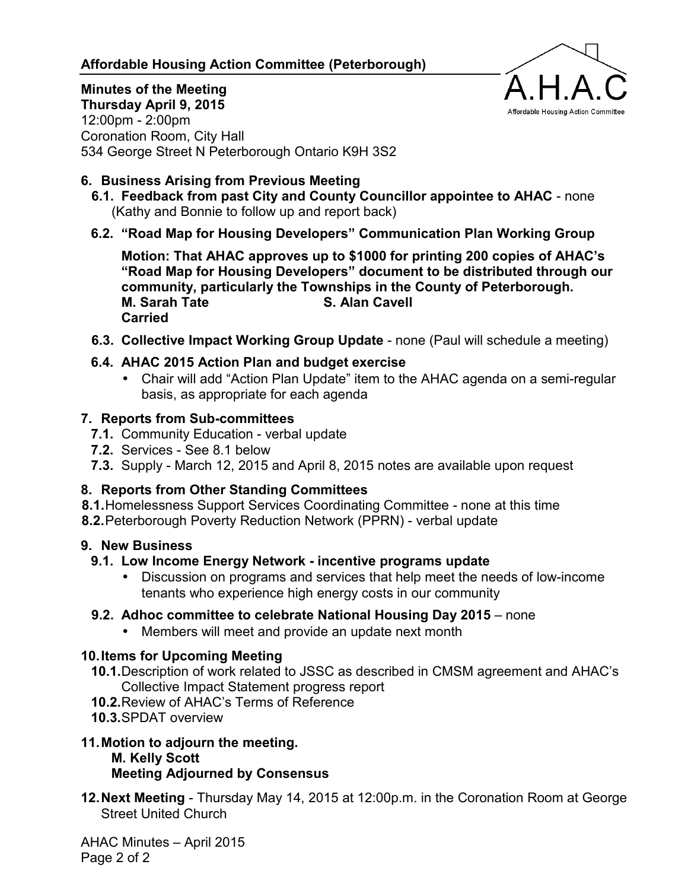**Affordable Housing Action Committee (Peterborough)**

**Minutes of the Meeting**
**Thursday April 9, 2015**
12:00pm - 2:00pm
Coronation Room, City Hall
534 George Street N Peterborough Ontario K9H 3S2

A.H.A.C
Affordable Housing Action Committee

## 6. Business Arising from Previous Meeting

### 6.1. Feedback from past City and County Councillor appointee to AHAC - none

(Kathy and Bonnie to follow up and report back)

### 6.2. "Road Map for Housing Developers" Communication Plan Working Group

**Motion: That AHAC approves up to $1000 for printing 200 copies of AHAC's "Road Map for Housing Developers" document to be distributed through our community, particularly the Townships in the County of Peterborough.**
**M. Sarah Tate S. Alan Cavell**
**Carried**

### 6.3. Collective Impact Working Group Update - none (Paul will schedule a meeting)

### 6.4. AHAC 2015 Action Plan and budget exercise

- Chair will add "Action Plan Update" item to the AHAC agenda on a semi-regular basis, as appropriate for each agenda

## 7. Reports from Sub-committees

**7.1.** Community Education - verbal update
**7.2.** Services - See 8.1 below
**7.3.** Supply - March 12, 2015 and April 8, 2015 notes are available upon request

## 8. Reports from Other Standing Committees

**8.1.** Homelessness Support Services Coordinating Committee - none at this time
**8.2.** Peterborough Poverty Reduction Network (PPRN) - verbal update

## 9. New Business

### 9.1. Low Income Energy Network - incentive programs update

- Discussion on programs and services that help meet the needs of low-income tenants who experience high energy costs in our community

### 9.2. Adhoc committee to celebrate National Housing Day 2015 – none

- Members will meet and provide an update next month

## 10. Items for Upcoming Meeting

**10.1.** Description of work related to JSSC as described in CMSM agreement and AHAC's Collective Impact Statement progress report
**10.2.** Review of AHAC's Terms of Reference
**10.3.** SPDAT overview

## 11. Motion to adjourn the meeting.

**M. Kelly Scott**
**Meeting Adjourned by Consensus**

**12. Next Meeting** - Thursday May 14, 2015 at 12:00p.m. in the Coronation Room at George Street United Church